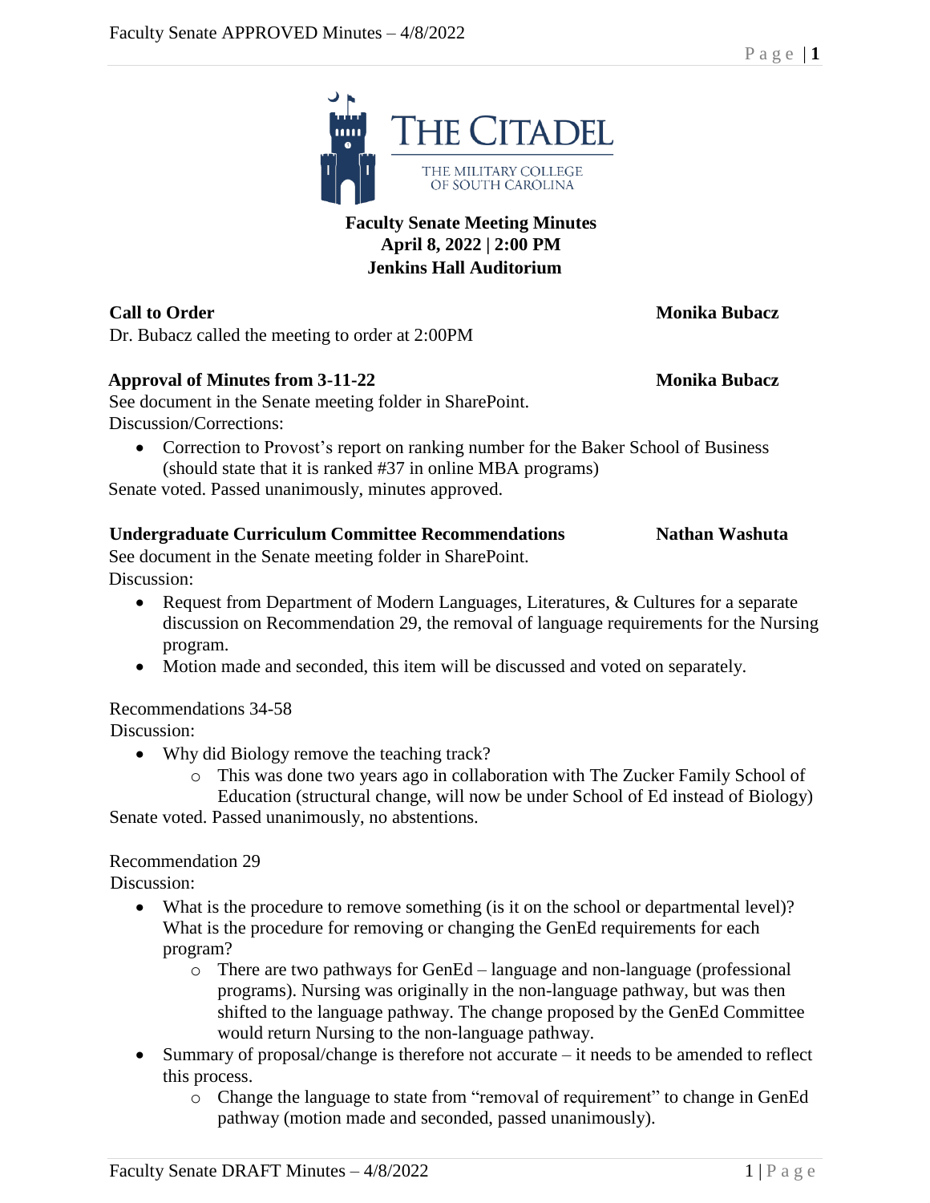# Faculty Senate Meeting Minutes
**April 8, 2022 | 2:00 PM**
**Jenkins Hall Auditorium**

**Call to Order** **Monika Bubacz**

Dr. Bubacz called the meeting to order at 2:00PM

**Approval of Minutes from 3-11-22** **Monika Bubacz**

See document in the Senate meeting folder in SharePoint.

Discussion/Corrections:

- Correction to Provost's report on ranking number for the Baker School of Business (should state that it is ranked #37 in online MBA programs)

Senate voted. Passed unanimously, minutes approved.

**Undergraduate Curriculum Committee Recommendations** **Nathan Washuta**

See document in the Senate meeting folder in SharePoint.

Discussion:

- Request from Department of Modern Languages, Literatures, & Cultures for a separate discussion on Recommendation 29, the removal of language requirements for the Nursing program.
- Motion made and seconded, this item will be discussed and voted on separately.

Recommendations 34-58

Discussion:

- Why did Biology remove the teaching track?
  - This was done two years ago in collaboration with The Zucker Family School of Education (structural change, will now be under School of Ed instead of Biology)

Senate voted. Passed unanimously, no abstentions.

Recommendation 29

Discussion:

- What is the procedure to remove something (is it on the school or departmental level)? What is the procedure for removing or changing the GenEd requirements for each program?
  - There are two pathways for GenEd – language and non-language (professional programs). Nursing was originally in the non-language pathway, but was then shifted to the language pathway. The change proposed by the GenEd Committee would return Nursing to the non-language pathway.
- Summary of proposal/change is therefore not accurate – it needs to be amended to reflect this process.
  - Change the language to state from "removal of requirement" to change in GenEd pathway (motion made and seconded, passed unanimously).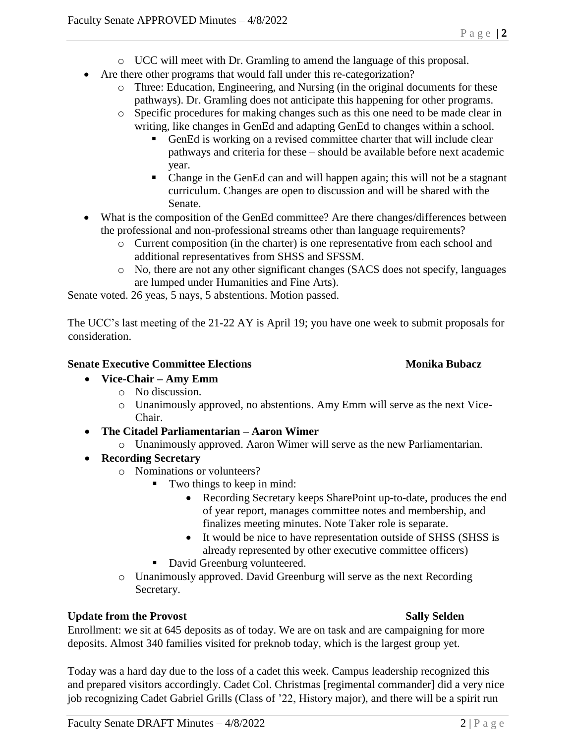- UCC will meet with Dr. Gramling to amend the language of this proposal.
- Are there other programs that would fall under this re-categorization?
  - Three: Education, Engineering, and Nursing (in the original documents for these pathways). Dr. Gramling does not anticipate this happening for other programs.
  - Specific procedures for making changes such as this one need to be made clear in writing, like changes in GenEd and adapting GenEd to changes within a school.
    - GenEd is working on a revised committee charter that will include clear pathways and criteria for these – should be available before next academic year.
    - Change in the GenEd can and will happen again; this will not be a stagnant curriculum. Changes are open to discussion and will be shared with the Senate.
- What is the composition of the GenEd committee? Are there changes/differences between the professional and non-professional streams other than language requirements?
  - Current composition (in the charter) is one representative from each school and additional representatives from SHSS and SFSSM.
  - No, there are not any other significant changes (SACS does not specify, languages are lumped under Humanities and Fine Arts).

Senate voted. 26 yeas, 5 nays, 5 abstentions. Motion passed.

The UCC's last meeting of the 21-22 AY is April 19; you have one week to submit proposals for consideration.

**Senate Executive Committee Elections** **Monika Bubacz**

- **Vice-Chair – Amy Emm**
  - No discussion.
  - Unanimously approved, no abstentions. Amy Emm will serve as the next Vice-Chair.
- **The Citadel Parliamentarian – Aaron Wimer**
  - Unanimously approved. Aaron Wimer will serve as the new Parliamentarian.
- **Recording Secretary**
  - Nominations or volunteers?
    - Two things to keep in mind:
      - Recording Secretary keeps SharePoint up-to-date, produces the end of year report, manages committee notes and membership, and finalizes meeting minutes. Note Taker role is separate.
      - It would be nice to have representation outside of SHSS (SHSS is already represented by other executive committee officers)
    - David Greenburg volunteered.
  - Unanimously approved. David Greenburg will serve as the next Recording Secretary.

**Update from the Provost** **Sally Selden**

Enrollment: we sit at 645 deposits as of today. We are on task and are campaigning for more deposits. Almost 340 families visited for preknob today, which is the largest group yet.

Today was a hard day due to the loss of a cadet this week. Campus leadership recognized this and prepared visitors accordingly. Cadet Col. Christmas [regimental commander] did a very nice job recognizing Cadet Gabriel Grills (Class of '22, History major), and there will be a spirit run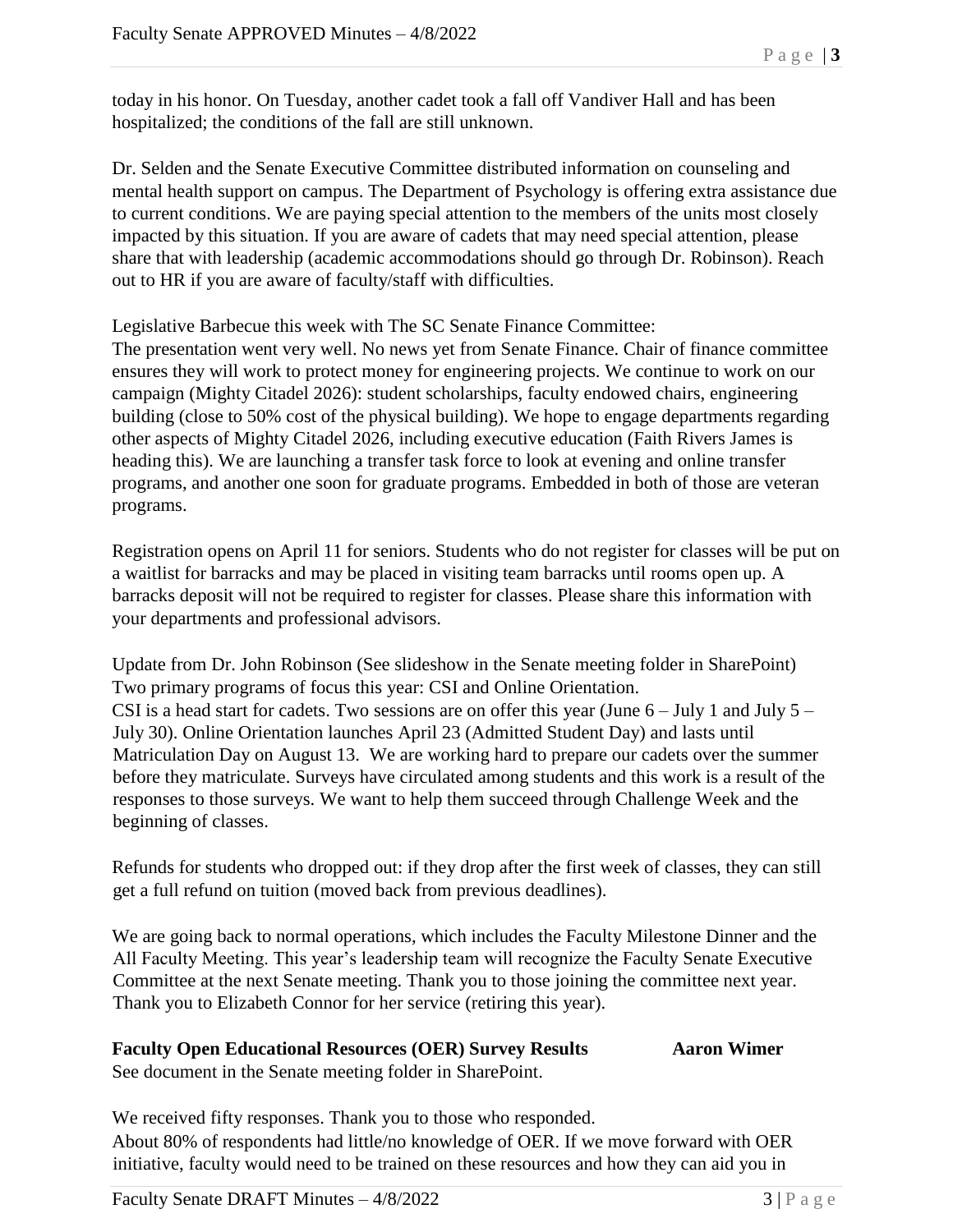today in his honor. On Tuesday, another cadet took a fall off Vandiver Hall and has been hospitalized; the conditions of the fall are still unknown.

Dr. Selden and the Senate Executive Committee distributed information on counseling and mental health support on campus. The Department of Psychology is offering extra assistance due to current conditions. We are paying special attention to the members of the units most closely impacted by this situation. If you are aware of cadets that may need special attention, please share that with leadership (academic accommodations should go through Dr. Robinson). Reach out to HR if you are aware of faculty/staff with difficulties.

Legislative Barbecue this week with The SC Senate Finance Committee:
The presentation went very well. No news yet from Senate Finance. Chair of finance committee ensures they will work to protect money for engineering projects. We continue to work on our campaign (Mighty Citadel 2026): student scholarships, faculty endowed chairs, engineering building (close to 50% cost of the physical building). We hope to engage departments regarding other aspects of Mighty Citadel 2026, including executive education (Faith Rivers James is heading this). We are launching a transfer task force to look at evening and online transfer programs, and another one soon for graduate programs. Embedded in both of those are veteran programs.

Registration opens on April 11 for seniors. Students who do not register for classes will be put on a waitlist for barracks and may be placed in visiting team barracks until rooms open up. A barracks deposit will not be required to register for classes. Please share this information with your departments and professional advisors.

Update from Dr. John Robinson (See slideshow in the Senate meeting folder in SharePoint)
Two primary programs of focus this year: CSI and Online Orientation.
CSI is a head start for cadets. Two sessions are on offer this year (June 6 – July 1 and July 5 – July 30). Online Orientation launches April 23 (Admitted Student Day) and lasts until Matriculation Day on August 13. We are working hard to prepare our cadets over the summer before they matriculate. Surveys have circulated among students and this work is a result of the responses to those surveys. We want to help them succeed through Challenge Week and the beginning of classes.

Refunds for students who dropped out: if they drop after the first week of classes, they can still get a full refund on tuition (moved back from previous deadlines).

We are going back to normal operations, which includes the Faculty Milestone Dinner and the All Faculty Meeting. This year's leadership team will recognize the Faculty Senate Executive Committee at the next Senate meeting. Thank you to those joining the committee next year. Thank you to Elizabeth Connor for her service (retiring this year).

**Faculty Open Educational Resources (OER) Survey Results** **Aaron Wimer**
See document in the Senate meeting folder in SharePoint.

We received fifty responses. Thank you to those who responded.
About 80% of respondents had little/no knowledge of OER. If we move forward with OER initiative, faculty would need to be trained on these resources and how they can aid you in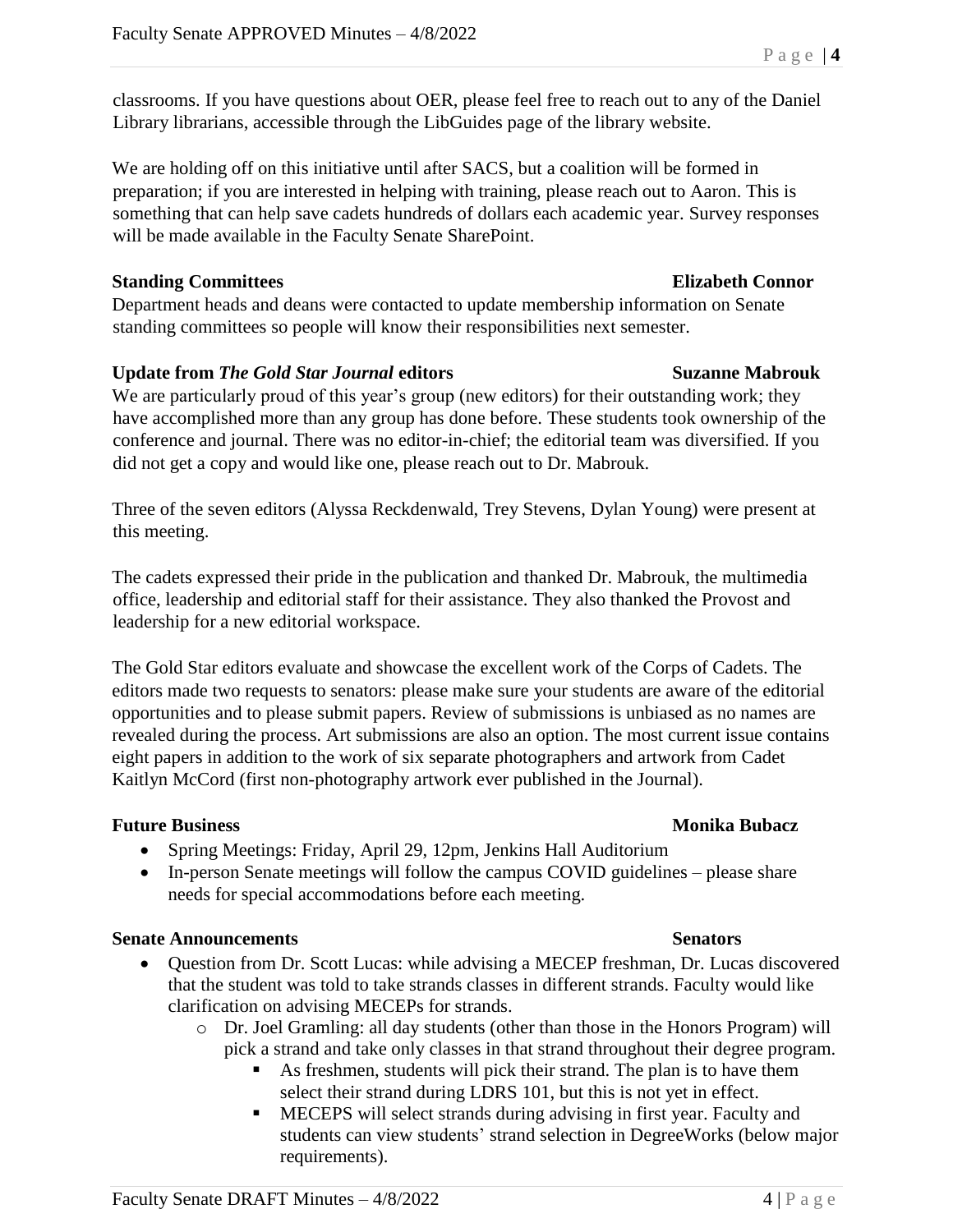classrooms. If you have questions about OER, please feel free to reach out to any of the Daniel Library librarians, accessible through the LibGuides page of the library website.

We are holding off on this initiative until after SACS, but a coalition will be formed in preparation; if you are interested in helping with training, please reach out to Aaron. This is something that can help save cadets hundreds of dollars each academic year. Survey responses will be made available in the Faculty Senate SharePoint.

**Standing Committees** **Elizabeth Connor**

Department heads and deans were contacted to update membership information on Senate standing committees so people will know their responsibilities next semester.

**Update from *The Gold Star Journal* editors** **Suzanne Mabrouk**

We are particularly proud of this year's group (new editors) for their outstanding work; they have accomplished more than any group has done before. These students took ownership of the conference and journal. There was no editor-in-chief; the editorial team was diversified. If you did not get a copy and would like one, please reach out to Dr. Mabrouk.

Three of the seven editors (Alyssa Reckdenwald, Trey Stevens, Dylan Young) were present at this meeting.

The cadets expressed their pride in the publication and thanked Dr. Mabrouk, the multimedia office, leadership and editorial staff for their assistance. They also thanked the Provost and leadership for a new editorial workspace.

The Gold Star editors evaluate and showcase the excellent work of the Corps of Cadets. The editors made two requests to senators: please make sure your students are aware of the editorial opportunities and to please submit papers. Review of submissions is unbiased as no names are revealed during the process. Art submissions are also an option. The most current issue contains eight papers in addition to the work of six separate photographers and artwork from Cadet Kaitlyn McCord (first non-photography artwork ever published in the Journal).

**Future Business** **Monika Bubacz**

- Spring Meetings: Friday, April 29, 12pm, Jenkins Hall Auditorium
- In-person Senate meetings will follow the campus COVID guidelines – please share needs for special accommodations before each meeting.

**Senate Announcements** **Senators**

- Question from Dr. Scott Lucas: while advising a MECEP freshman, Dr. Lucas discovered that the student was told to take strands classes in different strands. Faculty would like clarification on advising MECEPs for strands.
    - Dr. Joel Gramling: all day students (other than those in the Honors Program) will pick a strand and take only classes in that strand throughout their degree program.
        - As freshmen, students will pick their strand. The plan is to have them select their strand during LDRS 101, but this is not yet in effect.
        - MECEPS will select strands during advising in first year. Faculty and students can view students' strand selection in DegreeWorks (below major requirements).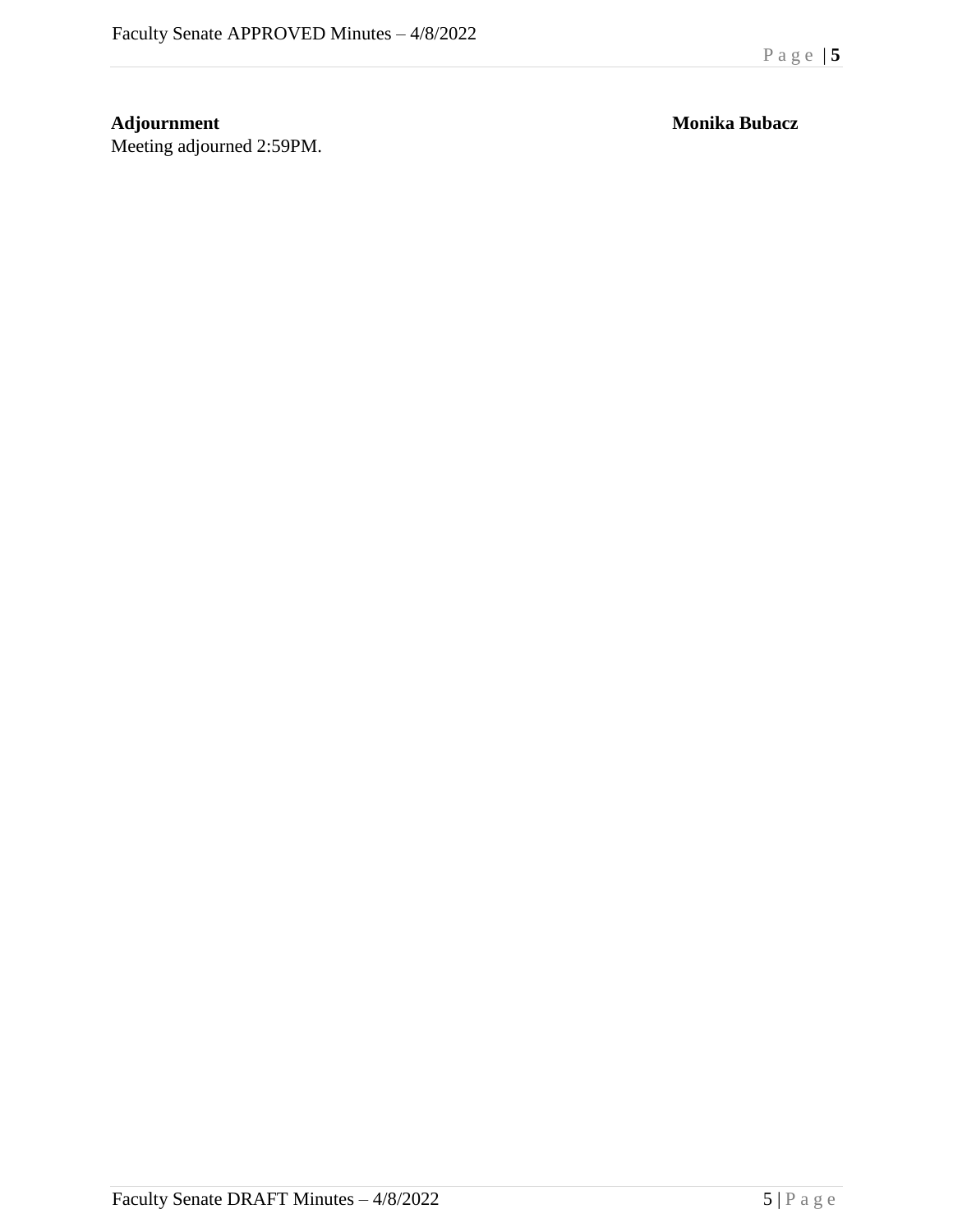**Adjournment** **Monika Bubacz**

Meeting adjourned 2:59PM.